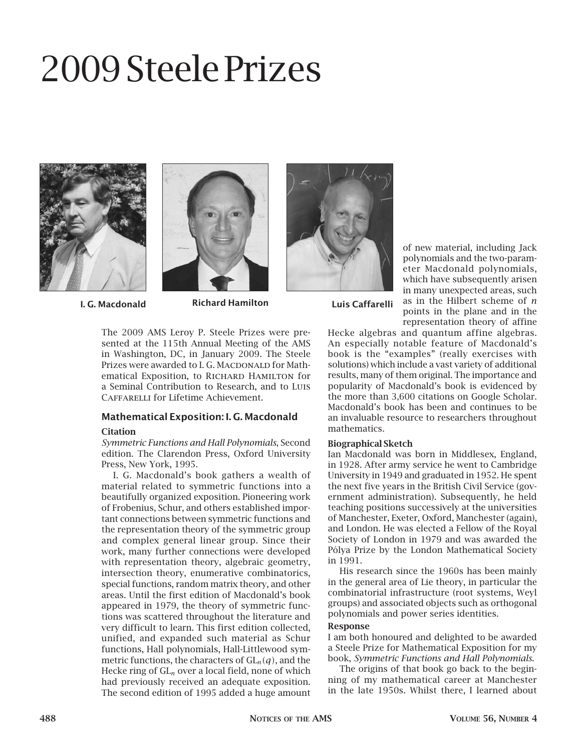# 2009 Steele Prizes

I. G. Macdonald

Richard Hamilton

Luis Caffarelli

The 2009 AMS Leroy P. Steele Prizes were presented at the 115th Annual Meeting of the AMS in Washington, DC, in January 2009. The Steele Prizes were awarded to I. G. MACDONALD for Mathematical Exposition, to RICHARD HAMILTON for a Seminal Contribution to Research, and to LUIS CAFFARELLI for Lifetime Achievement.

## Mathematical Exposition: I. G. Macdonald

### Citation

*Symmetric Functions and Hall Polynomials*, Second edition. The Clarendon Press, Oxford University Press, New York, 1995.

I. G. Macdonald's book gathers a wealth of material related to symmetric functions into a beautifully organized exposition. Pioneering work of Frobenius, Schur, and others established important connections between symmetric functions and the representation theory of the symmetric group and complex general linear group. Since their work, many further connections were developed with representation theory, algebraic geometry, intersection theory, enumerative combinatorics, special functions, random matrix theory, and other areas. Until the first edition of Macdonald's book appeared in 1979, the theory of symmetric functions was scattered throughout the literature and very difficult to learn. This first edition collected, unified, and expanded such material as Schur functions, Hall polynomials, Hall-Littlewood symmetric functions, the characters of $\mathrm{GL}_n(q)$, and the Hecke ring of $\mathrm{GL}_n$ over a local field, none of which had previously received an adequate exposition. The second edition of 1995 added a huge amount of new material, including Jack polynomials and the two-parameter Macdonald polynomials, which have subsequently arisen in many unexpected areas, such as in the Hilbert scheme of $n$ points in the plane and in the representation theory of affine Hecke algebras and quantum affine algebras. An especially notable feature of Macdonald's book is the "examples" (really exercises with solutions) which include a vast variety of additional results, many of them original. The importance and popularity of Macdonald's book is evidenced by the more than 3,600 citations on Google Scholar. Macdonald's book has been and continues to be an invaluable resource to researchers throughout mathematics.

### Biographical Sketch

Ian Macdonald was born in Middlesex, England, in 1928. After army service he went to Cambridge University in 1949 and graduated in 1952. He spent the next five years in the British Civil Service (government administration). Subsequently, he held teaching positions successively at the universities of Manchester, Exeter, Oxford, Manchester (again), and London. He was elected a Fellow of the Royal Society of London in 1979 and was awarded the Pólya Prize by the London Mathematical Society in 1991.

His research since the 1960s has been mainly in the general area of Lie theory, in particular the combinatorial infrastructure (root systems, Weyl groups) and associated objects such as orthogonal polynomials and power series identities.

### Response

I am both honoured and delighted to be awarded a Steele Prize for Mathematical Exposition for my book, *Symmetric Functions and Hall Polynomials.*

The origins of that book go back to the beginning of my mathematical career at Manchester in the late 1950s. Whilst there, I learned about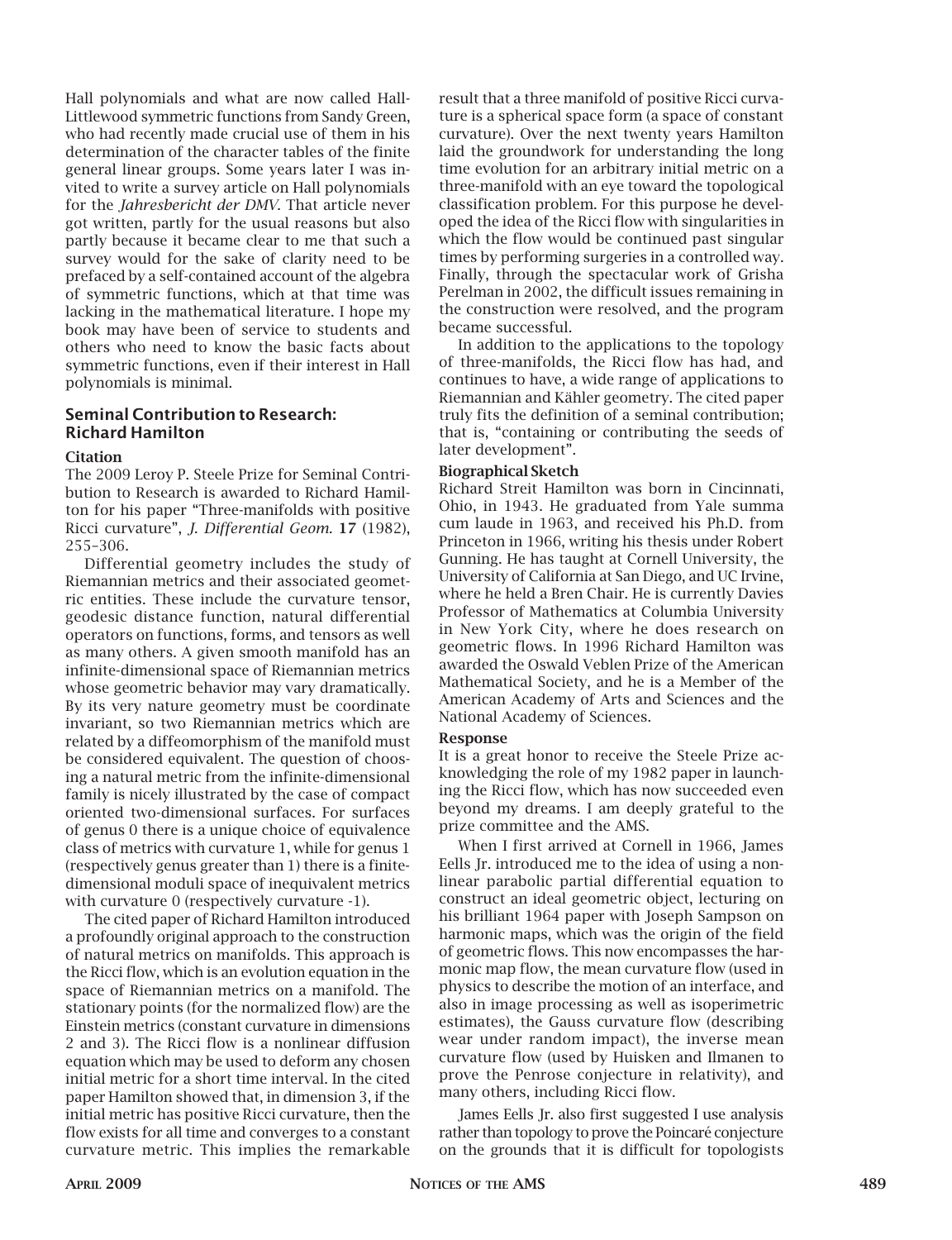Hall polynomials and what are now called Hall-Littlewood symmetric functions from Sandy Green, who had recently made crucial use of them in his determination of the character tables of the finite general linear groups. Some years later I was invited to write a survey article on Hall polynomials for the *Jahresbericht der DMV*. That article never got written, partly for the usual reasons but also partly because it became clear to me that such a survey would for the sake of clarity need to be prefaced by a self-contained account of the algebra of symmetric functions, which at that time was lacking in the mathematical literature. I hope my book may have been of service to students and others who need to know the basic facts about symmetric functions, even if their interest in Hall polynomials is minimal.

## Seminal Contribution to Research: Richard Hamilton

### Citation

The 2009 Leroy P. Steele Prize for Seminal Contribution to Research is awarded to Richard Hamilton for his paper "Three-manifolds with positive Ricci curvature", *J. Differential Geom.* **17** (1982), 255–306.

Differential geometry includes the study of Riemannian metrics and their associated geometric entities. These include the curvature tensor, geodesic distance function, natural differential operators on functions, forms, and tensors as well as many others. A given smooth manifold has an infinite-dimensional space of Riemannian metrics whose geometric behavior may vary dramatically. By its very nature geometry must be coordinate invariant, so two Riemannian metrics which are related by a diffeomorphism of the manifold must be considered equivalent. The question of choosing a natural metric from the infinite-dimensional family is nicely illustrated by the case of compact oriented two-dimensional surfaces. For surfaces of genus 0 there is a unique choice of equivalence class of metrics with curvature 1, while for genus 1 (respectively genus greater than 1) there is a finite-dimensional moduli space of inequivalent metrics with curvature 0 (respectively curvature -1).

The cited paper of Richard Hamilton introduced a profoundly original approach to the construction of natural metrics on manifolds. This approach is the Ricci flow, which is an evolution equation in the space of Riemannian metrics on a manifold. The stationary points (for the normalized flow) are the Einstein metrics (constant curvature in dimensions 2 and 3). The Ricci flow is a nonlinear diffusion equation which may be used to deform any chosen initial metric for a short time interval. In the cited paper Hamilton showed that, in dimension 3, if the initial metric has positive Ricci curvature, then the flow exists for all time and converges to a constant curvature metric. This implies the remarkable result that a three manifold of positive Ricci curvature is a spherical space form (a space of constant curvature). Over the next twenty years Hamilton laid the groundwork for understanding the long time evolution for an arbitrary initial metric on a three-manifold with an eye toward the topological classification problem. For this purpose he developed the idea of the Ricci flow with singularities in which the flow would be continued past singular times by performing surgeries in a controlled way. Finally, through the spectacular work of Grisha Perelman in 2002, the difficult issues remaining in the construction were resolved, and the program became successful.

In addition to the applications to the topology of three-manifolds, the Ricci flow has had, and continues to have, a wide range of applications to Riemannian and Kähler geometry. The cited paper truly fits the definition of a seminal contribution; that is, "containing or contributing the seeds of later development".

### Biographical Sketch

Richard Streit Hamilton was born in Cincinnati, Ohio, in 1943. He graduated from Yale summa cum laude in 1963, and received his Ph.D. from Princeton in 1966, writing his thesis under Robert Gunning. He has taught at Cornell University, the University of California at San Diego, and UC Irvine, where he held a Bren Chair. He is currently Davies Professor of Mathematics at Columbia University in New York City, where he does research on geometric flows. In 1996 Richard Hamilton was awarded the Oswald Veblen Prize of the American Mathematical Society, and he is a Member of the American Academy of Arts and Sciences and the National Academy of Sciences.

### Response

It is a great honor to receive the Steele Prize acknowledging the role of my 1982 paper in launching the Ricci flow, which has now succeeded even beyond my dreams. I am deeply grateful to the prize committee and the AMS.

When I first arrived at Cornell in 1966, James Eells Jr. introduced me to the idea of using a nonlinear parabolic partial differential equation to construct an ideal geometric object, lecturing on his brilliant 1964 paper with Joseph Sampson on harmonic maps, which was the origin of the field of geometric flows. This now encompasses the harmonic map flow, the mean curvature flow (used in physics to describe the motion of an interface, and also in image processing as well as isoperimetric estimates), the Gauss curvature flow (describing wear under random impact), the inverse mean curvature flow (used by Huisken and Ilmanen to prove the Penrose conjecture in relativity), and many others, including Ricci flow.

James Eells Jr. also first suggested I use analysis rather than topology to prove the Poincaré conjecture on the grounds that it is difficult for topologists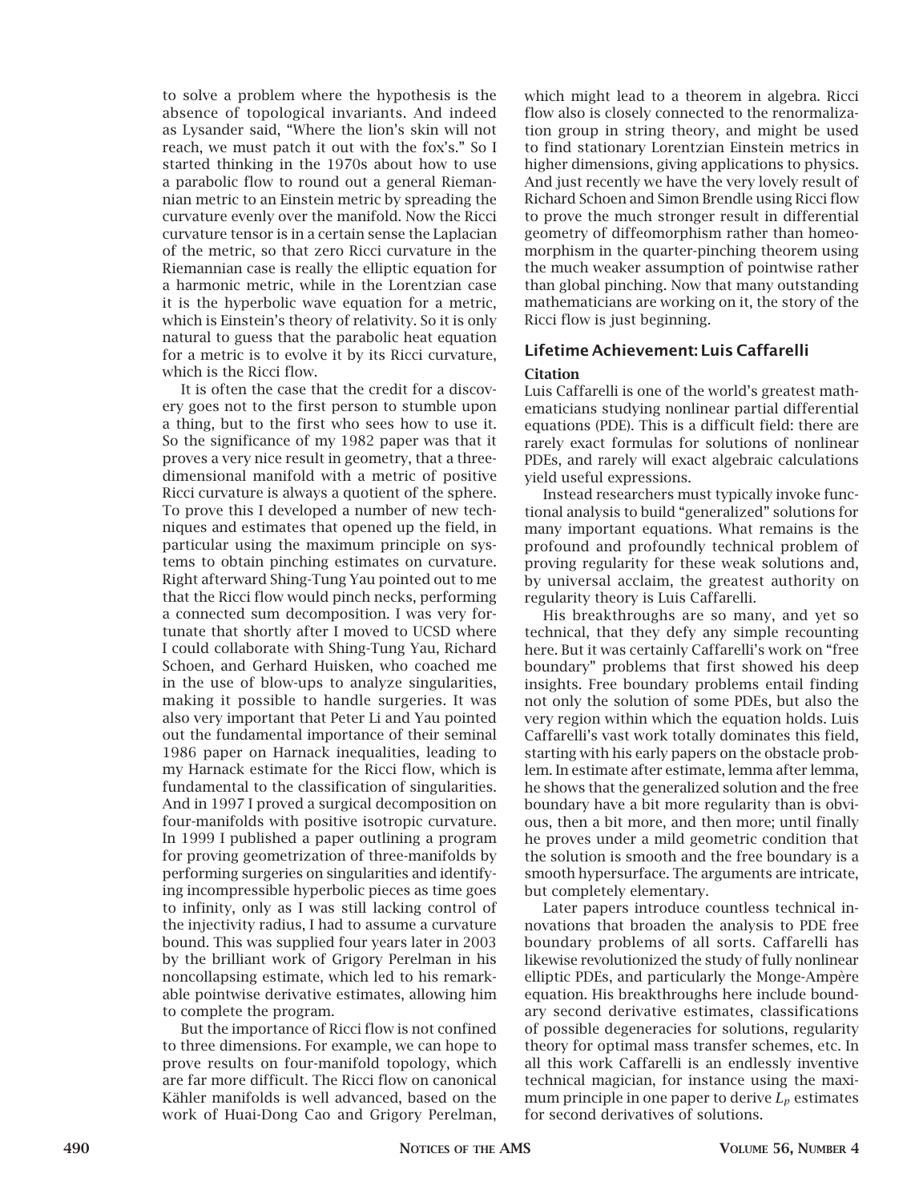to solve a problem where the hypothesis is the absence of topological invariants. And indeed as Lysander said, "Where the lion's skin will not reach, we must patch it out with the fox's." So I started thinking in the 1970s about how to use a parabolic flow to round out a general Riemannian metric to an Einstein metric by spreading the curvature evenly over the manifold. Now the Ricci curvature tensor is in a certain sense the Laplacian of the metric, so that zero Ricci curvature in the Riemannian case is really the elliptic equation for a harmonic metric, while in the Lorentzian case it is the hyperbolic wave equation for a metric, which is Einstein's theory of relativity. So it is only natural to guess that the parabolic heat equation for a metric is to evolve it by its Ricci curvature, which is the Ricci flow.

It is often the case that the credit for a discovery goes not to the first person to stumble upon a thing, but to the first who sees how to use it. So the significance of my 1982 paper was that it proves a very nice result in geometry, that a three-dimensional manifold with a metric of positive Ricci curvature is always a quotient of the sphere. To prove this I developed a number of new techniques and estimates that opened up the field, in particular using the maximum principle on systems to obtain pinching estimates on curvature. Right afterward Shing-Tung Yau pointed out to me that the Ricci flow would pinch necks, performing a connected sum decomposition. I was very fortunate that shortly after I moved to UCSD where I could collaborate with Shing-Tung Yau, Richard Schoen, and Gerhard Huisken, who coached me in the use of blow-ups to analyze singularities, making it possible to handle surgeries. It was also very important that Peter Li and Yau pointed out the fundamental importance of their seminal 1986 paper on Harnack inequalities, leading to my Harnack estimate for the Ricci flow, which is fundamental to the classification of singularities. And in 1997 I proved a surgical decomposition on four-manifolds with positive isotropic curvature. In 1999 I published a paper outlining a program for proving geometrization of three-manifolds by performing surgeries on singularities and identifying incompressible hyperbolic pieces as time goes to infinity, only as I was still lacking control of the injectivity radius, I had to assume a curvature bound. This was supplied four years later in 2003 by the brilliant work of Grigory Perelman in his noncollapsing estimate, which led to his remarkable pointwise derivative estimates, allowing him to complete the program.

But the importance of Ricci flow is not confined to three dimensions. For example, we can hope to prove results on four-manifold topology, which are far more difficult. The Ricci flow on canonical Kähler manifolds is well advanced, based on the work of Huai-Dong Cao and Grigory Perelman, which might lead to a theorem in algebra. Ricci flow also is closely connected to the renormalization group in string theory, and might be used to find stationary Lorentzian Einstein metrics in higher dimensions, giving applications to physics. And just recently we have the very lovely result of Richard Schoen and Simon Brendle using Ricci flow to prove the much stronger result in differential geometry of diffeomorphism rather than homeomorphism in the quarter-pinching theorem using the much weaker assumption of pointwise rather than global pinching. Now that many outstanding mathematicians are working on it, the story of the Ricci flow is just beginning.

## Lifetime Achievement: Luis Caffarelli

### Citation

Luis Caffarelli is one of the world's greatest mathematicians studying nonlinear partial differential equations (PDE). This is a difficult field: there are rarely exact formulas for solutions of nonlinear PDEs, and rarely will exact algebraic calculations yield useful expressions.

Instead researchers must typically invoke functional analysis to build "generalized" solutions for many important equations. What remains is the profound and profoundly technical problem of proving regularity for these weak solutions and, by universal acclaim, the greatest authority on regularity theory is Luis Caffarelli.

His breakthroughs are so many, and yet so technical, that they defy any simple recounting here. But it was certainly Caffarelli's work on "free boundary" problems that first showed his deep insights. Free boundary problems entail finding not only the solution of some PDEs, but also the very region within which the equation holds. Luis Caffarelli's vast work totally dominates this field, starting with his early papers on the obstacle problem. In estimate after estimate, lemma after lemma, he shows that the generalized solution and the free boundary have a bit more regularity than is obvious, then a bit more, and then more; until finally he proves under a mild geometric condition that the solution is smooth and the free boundary is a smooth hypersurface. The arguments are intricate, but completely elementary.

Later papers introduce countless technical innovations that broaden the analysis to PDE free boundary problems of all sorts. Caffarelli has likewise revolutionized the study of fully nonlinear elliptic PDEs, and particularly the Monge-Ampère equation. His breakthroughs here include boundary second derivative estimates, classifications of possible degeneracies for solutions, regularity theory for optimal mass transfer schemes, etc. In all this work Caffarelli is an endlessly inventive technical magician, for instance using the maximum principle in one paper to derive $L_p$ estimates for second derivatives of solutions.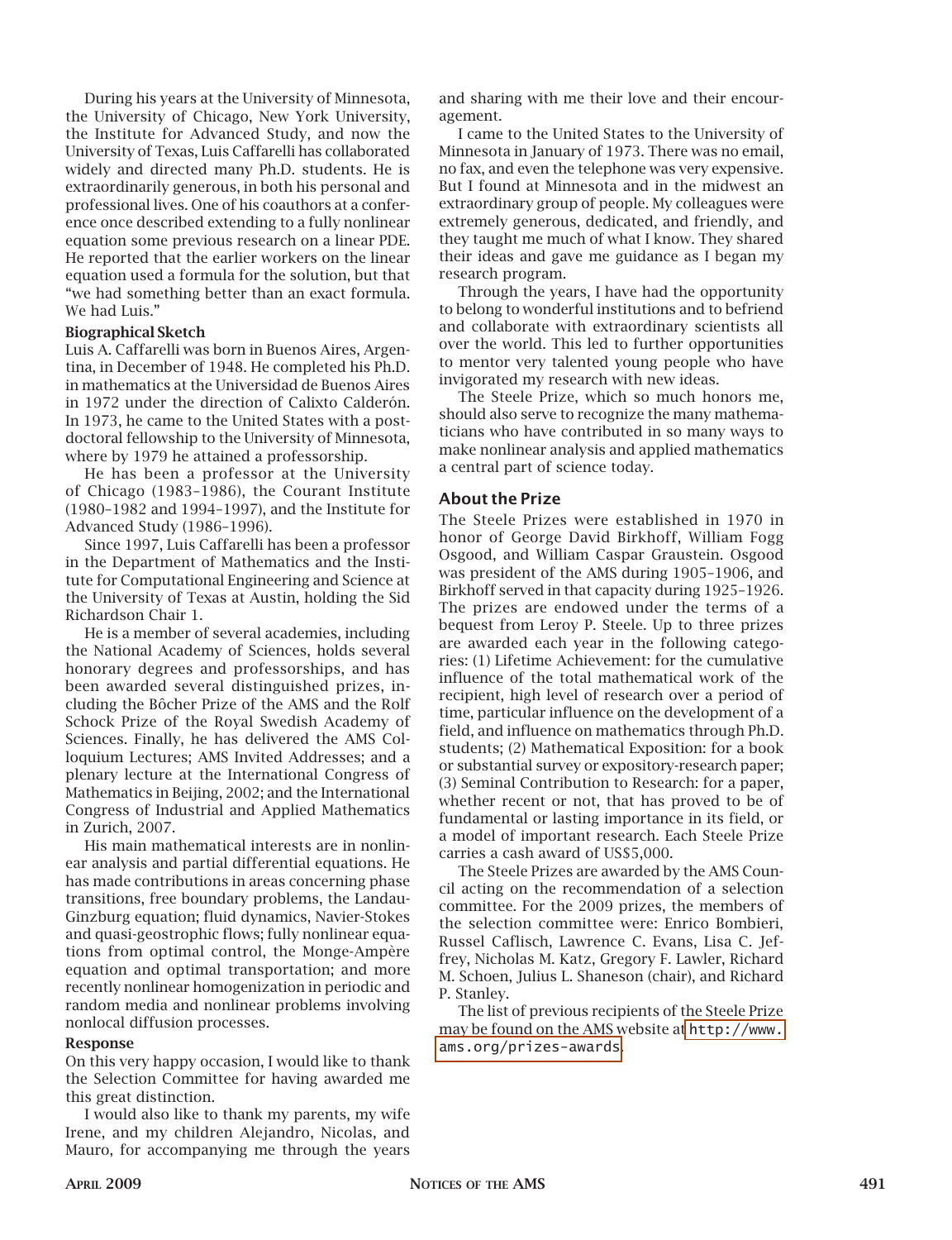During his years at the University of Minnesota, the University of Chicago, New York University, the Institute for Advanced Study, and now the University of Texas, Luis Caffarelli has collaborated widely and directed many Ph.D. students. He is extraordinarily generous, in both his personal and professional lives. One of his coauthors at a conference once described extending to a fully nonlinear equation some previous research on a linear PDE. He reported that the earlier workers on the linear equation used a formula for the solution, but that "we had something better than an exact formula. We had Luis."

### Biographical Sketch

Luis A. Caffarelli was born in Buenos Aires, Argentina, in December of 1948. He completed his Ph.D. in mathematics at the Universidad de Buenos Aires in 1972 under the direction of Calixto Calderón. In 1973, he came to the United States with a postdoctoral fellowship to the University of Minnesota, where by 1979 he attained a professorship.

He has been a professor at the University of Chicago (1983–1986), the Courant Institute (1980–1982 and 1994–1997), and the Institute for Advanced Study (1986–1996).

Since 1997, Luis Caffarelli has been a professor in the Department of Mathematics and the Institute for Computational Engineering and Science at the University of Texas at Austin, holding the Sid Richardson Chair 1.

He is a member of several academies, including the National Academy of Sciences, holds several honorary degrees and professorships, and has been awarded several distinguished prizes, including the Bôcher Prize of the AMS and the Rolf Schock Prize of the Royal Swedish Academy of Sciences. Finally, he has delivered the AMS Colloquium Lectures; AMS Invited Addresses; and a plenary lecture at the International Congress of Mathematics in Beijing, 2002; and the International Congress of Industrial and Applied Mathematics in Zurich, 2007.

His main mathematical interests are in nonlinear analysis and partial differential equations. He has made contributions in areas concerning phase transitions, free boundary problems, the Landau-Ginzburg equation; fluid dynamics, Navier-Stokes and quasi-geostrophic flows; fully nonlinear equations from optimal control, the Monge-Ampère equation and optimal transportation; and more recently nonlinear homogenization in periodic and random media and nonlinear problems involving nonlocal diffusion processes.

### Response

On this very happy occasion, I would like to thank the Selection Committee for having awarded me this great distinction.

I would also like to thank my parents, my wife Irene, and my children Alejandro, Nicolas, and Mauro, for accompanying me through the years and sharing with me their love and their encouragement.

I came to the United States to the University of Minnesota in January of 1973. There was no email, no fax, and even the telephone was very expensive. But I found at Minnesota and in the midwest an extraordinary group of people. My colleagues were extremely generous, dedicated, and friendly, and they taught me much of what I know. They shared their ideas and gave me guidance as I began my research program.

Through the years, I have had the opportunity to belong to wonderful institutions and to befriend and collaborate with extraordinary scientists all over the world. This led to further opportunities to mentor very talented young people who have invigorated my research with new ideas.

The Steele Prize, which so much honors me, should also serve to recognize the many mathematicians who have contributed in so many ways to make nonlinear analysis and applied mathematics a central part of science today.

## About the Prize

The Steele Prizes were established in 1970 in honor of George David Birkhoff, William Fogg Osgood, and William Caspar Graustein. Osgood was president of the AMS during 1905–1906, and Birkhoff served in that capacity during 1925–1926. The prizes are endowed under the terms of a bequest from Leroy P. Steele. Up to three prizes are awarded each year in the following categories: (1) Lifetime Achievement: for the cumulative influence of the total mathematical work of the recipient, high level of research over a period of time, particular influence on the development of a field, and influence on mathematics through Ph.D. students; (2) Mathematical Exposition: for a book or substantial survey or expository-research paper; (3) Seminal Contribution to Research: for a paper, whether recent or not, that has proved to be of fundamental or lasting importance in its field, or a model of important research. Each Steele Prize carries a cash award of US$5,000.

The Steele Prizes are awarded by the AMS Council acting on the recommendation of a selection committee. For the 2009 prizes, the members of the selection committee were: Enrico Bombieri, Russel Caflisch, Lawrence C. Evans, Lisa C. Jeffrey, Nicholas M. Katz, Gregory F. Lawler, Richard M. Schoen, Julius L. Shaneson (chair), and Richard P. Stanley.

The list of previous recipients of the Steele Prize may be found on the AMS website at http://www.ams.org/prizes-awards.